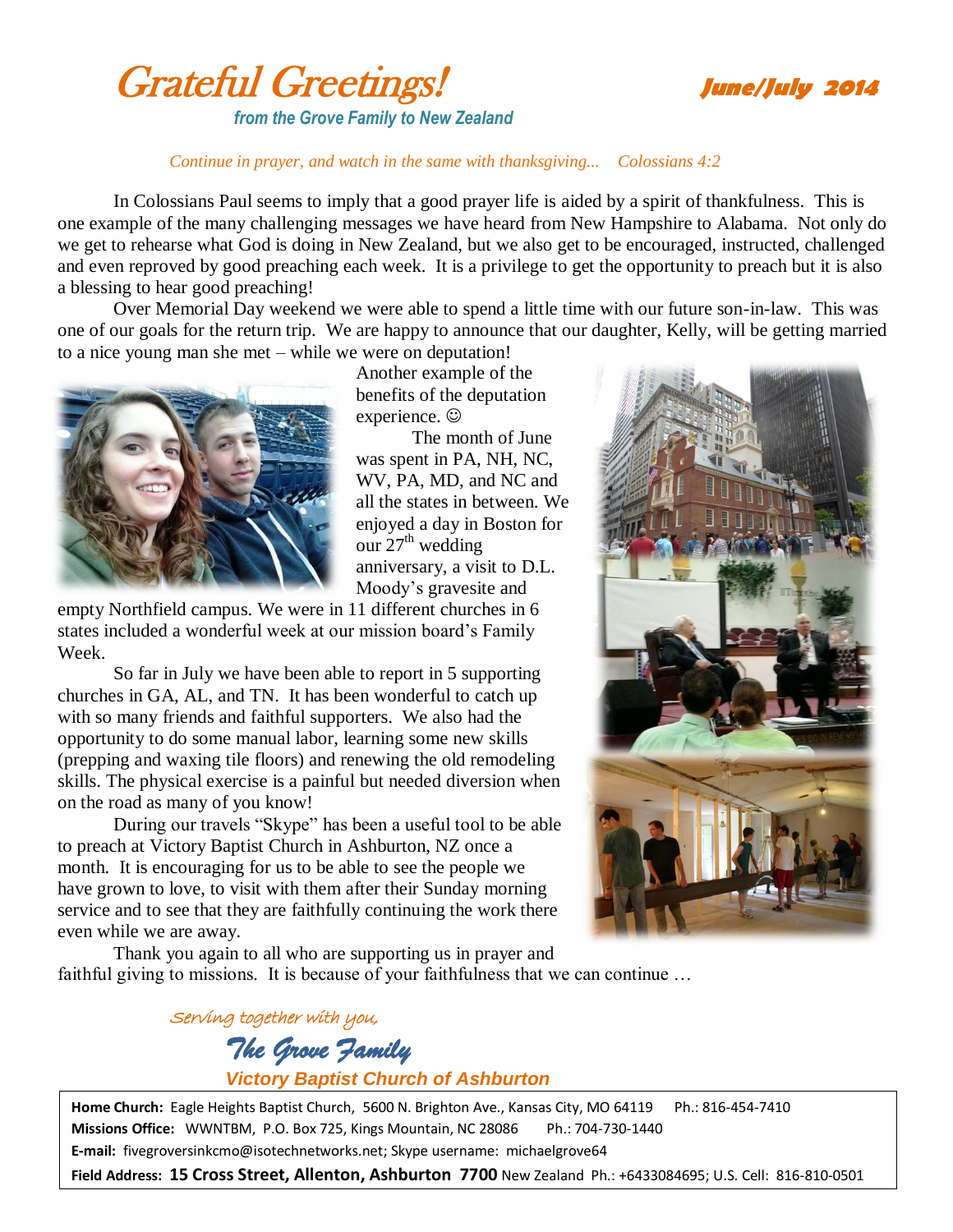# Grateful Greetings!

**June/July 2014**

*from the Grove Family to New Zealand*

*Continue in prayer, and watch in the same with thanksgiving... Colossians 4:2*

In Colossians Paul seems to imply that a good prayer life is aided by a spirit of thankfulness. This is one example of the many challenging messages we have heard from New Hampshire to Alabama. Not only do we get to rehearse what God is doing in New Zealand, but we also get to be encouraged, instructed, challenged and even reproved by good preaching each week. It is a privilege to get the opportunity to preach but it is also a blessing to hear good preaching!

Over Memorial Day weekend we were able to spend a little time with our future son-in-law. This was one of our goals for the return trip. We are happy to announce that our daughter, Kelly, will be getting married to a nice young man she met – while we were on deputation! Another example of the benefits of the deputation experience. ☺

The month of June was spent in PA, NH, NC, WV, PA, MD, and NC and all the states in between. We enjoyed a day in Boston for our 27th wedding anniversary, a visit to D.L. Moody's gravesite and empty Northfield campus. We were in 11 different churches in 6 states included a wonderful week at our mission board's Family Week.

So far in July we have been able to report in 5 supporting churches in GA, AL, and TN. It has been wonderful to catch up with so many friends and faithful supporters. We also had the opportunity to do some manual labor, learning some new skills (prepping and waxing tile floors) and renewing the old remodeling skills. The physical exercise is a painful but needed diversion when on the road as many of you know!

During our travels "Skype" has been a useful tool to be able to preach at Victory Baptist Church in Ashburton, NZ once a month. It is encouraging for us to be able to see the people we have grown to love, to visit with them after their Sunday morning service and to see that they are faithfully continuing the work there even while we are away.

Thank you again to all who are supporting us in prayer and faithful giving to missions. It is because of your faithfulness that we can continue …

*Serving together with you,*

*The Grove Family*

***Victory Baptist Church of Ashburton***

**Home Church:** Eagle Heights Baptist Church, 5600 N. Brighton Ave., Kansas City, MO 64119 Ph.: 816-454-7410
**Missions Office:** WWNTBM, P.O. Box 725, Kings Mountain, NC 28086 Ph.: 704-730-1440
**E-mail:** fivegroversinkcmo@isotechnetworks.net; Skype username: michaelgrove64
**Field Address: 15 Cross Street, Allenton, Ashburton 7700** New Zealand Ph.: +6433084695; U.S. Cell: 816-810-0501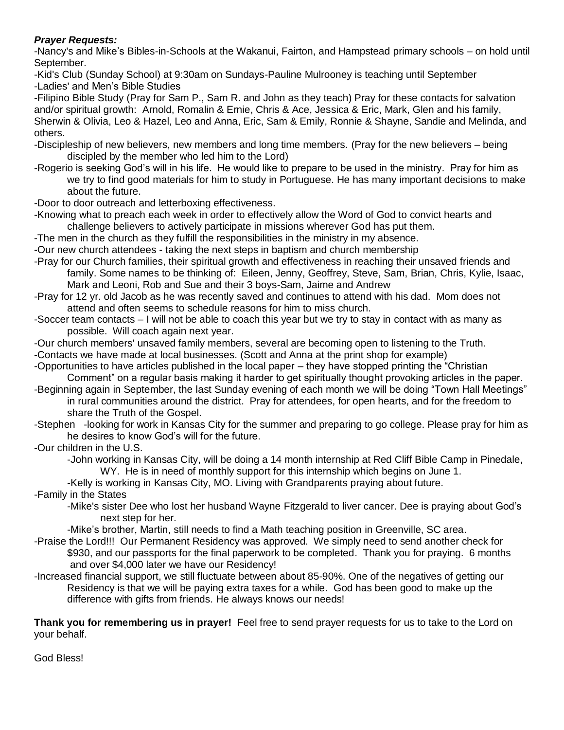***Prayer Requests:***

-Nancy's and Mike's Bibles-in-Schools at the Wakanui, Fairton, and Hampstead primary schools – on hold until September.

-Kid's Club (Sunday School) at 9:30am on Sundays-Pauline Mulrooney is teaching until September

-Ladies' and Men's Bible Studies

-Filipino Bible Study (Pray for Sam P., Sam R. and John as they teach) Pray for these contacts for salvation and/or spiritual growth: Arnold, Romalin & Ernie, Chris & Ace, Jessica & Eric, Mark, Glen and his family, Sherwin & Olivia, Leo & Hazel, Leo and Anna, Eric, Sam & Emily, Ronnie & Shayne, Sandie and Melinda, and others.

-Discipleship of new believers, new members and long time members. (Pray for the new believers – being discipled by the member who led him to the Lord)

-Rogerio is seeking God's will in his life. He would like to prepare to be used in the ministry. Pray for him as we try to find good materials for him to study in Portuguese. He has many important decisions to make about the future.

-Door to door outreach and letterboxing effectiveness.

-Knowing what to preach each week in order to effectively allow the Word of God to convict hearts and challenge believers to actively participate in missions wherever God has put them.

-The men in the church as they fulfill the responsibilities in the ministry in my absence.

-Our new church attendees - taking the next steps in baptism and church membership

-Pray for our Church families, their spiritual growth and effectiveness in reaching their unsaved friends and family. Some names to be thinking of: Eileen, Jenny, Geoffrey, Steve, Sam, Brian, Chris, Kylie, Isaac, Mark and Leoni, Rob and Sue and their 3 boys-Sam, Jaime and Andrew

-Pray for 12 yr. old Jacob as he was recently saved and continues to attend with his dad. Mom does not attend and often seems to schedule reasons for him to miss church.

-Soccer team contacts – I will not be able to coach this year but we try to stay in contact with as many as possible. Will coach again next year.

-Our church members' unsaved family members, several are becoming open to listening to the Truth.

-Contacts we have made at local businesses. (Scott and Anna at the print shop for example)

-Opportunities to have articles published in the local paper – they have stopped printing the "Christian Comment" on a regular basis making it harder to get spiritually thought provoking articles in the paper.

-Beginning again in September, the last Sunday evening of each month we will be doing "Town Hall Meetings" in rural communities around the district. Pray for attendees, for open hearts, and for the freedom to share the Truth of the Gospel.

-Stephen -looking for work in Kansas City for the summer and preparing to go college. Please pray for him as he desires to know God's will for the future.

-Our children in the U.S.

- -John working in Kansas City, will be doing a 14 month internship at Red Cliff Bible Camp in Pinedale, WY. He is in need of monthly support for this internship which begins on June 1.
- -Kelly is working in Kansas City, MO. Living with Grandparents praying about future.

-Family in the States

- -Mike's sister Dee who lost her husband Wayne Fitzgerald to liver cancer. Dee is praying about God's next step for her.
- -Mike's brother, Martin, still needs to find a Math teaching position in Greenville, SC area.

-Praise the Lord!!! Our Permanent Residency was approved. We simply need to send another check for $930, and our passports for the final paperwork to be completed. Thank you for praying. 6 months and over $4,000 later we have our Residency!

-Increased financial support, we still fluctuate between about 85-90%. One of the negatives of getting our Residency is that we will be paying extra taxes for a while. God has been good to make up the difference with gifts from friends. He always knows our needs!

**Thank you for remembering us in prayer!** Feel free to send prayer requests for us to take to the Lord on your behalf.

God Bless!